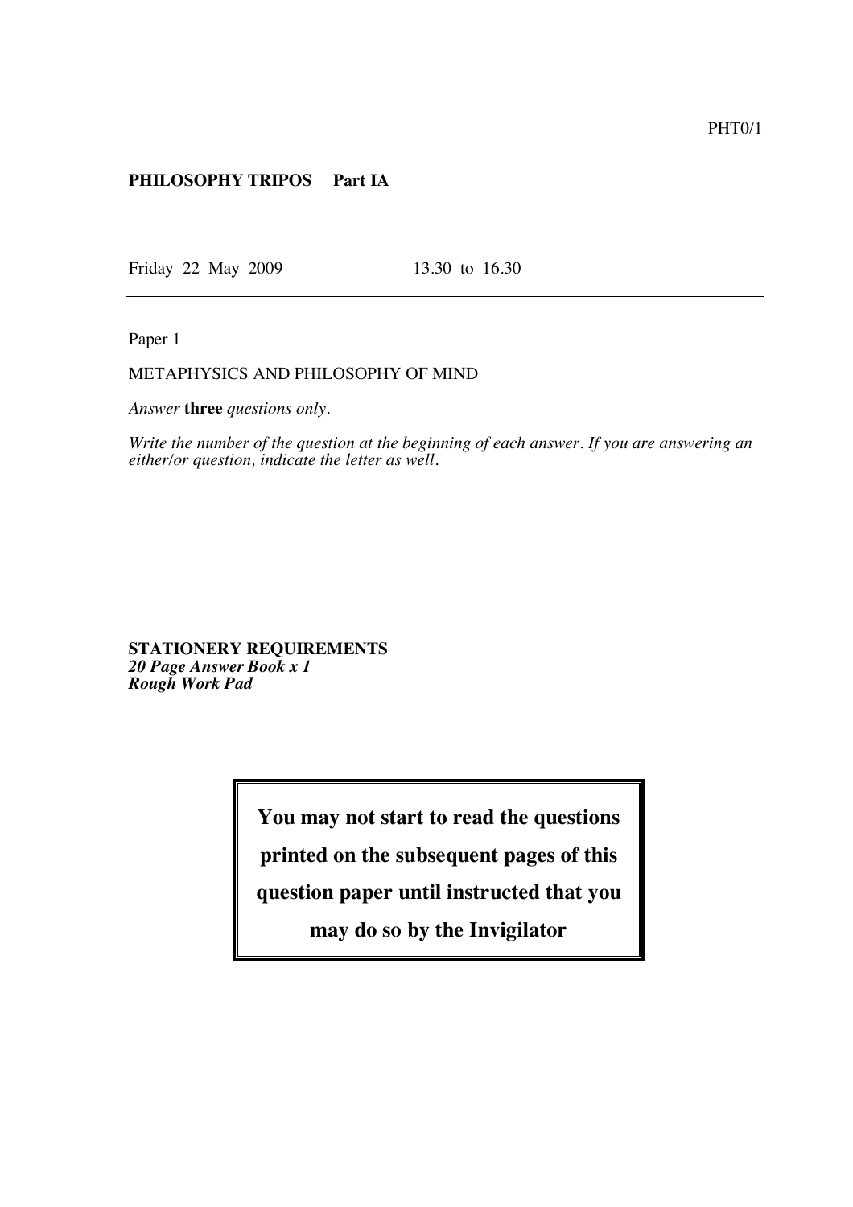PHT0/1

**PHILOSOPHY TRIPOS Part IA**

---

Friday 22 May 2009 13.30 to 16.30

---

Paper 1

METAPHYSICS AND PHILOSOPHY OF MIND

*Answer* **three** *questions only.*

*Write the number of the question at the beginning of each answer. If you are answering an either/or question, indicate the letter as well.*

**STATIONERY REQUIREMENTS**
***20 Page Answer Book x 1***
***Rough Work Pad***

**You may not start to read the questions printed on the subsequent pages of this question paper until instructed that you may do so by the Invigilator**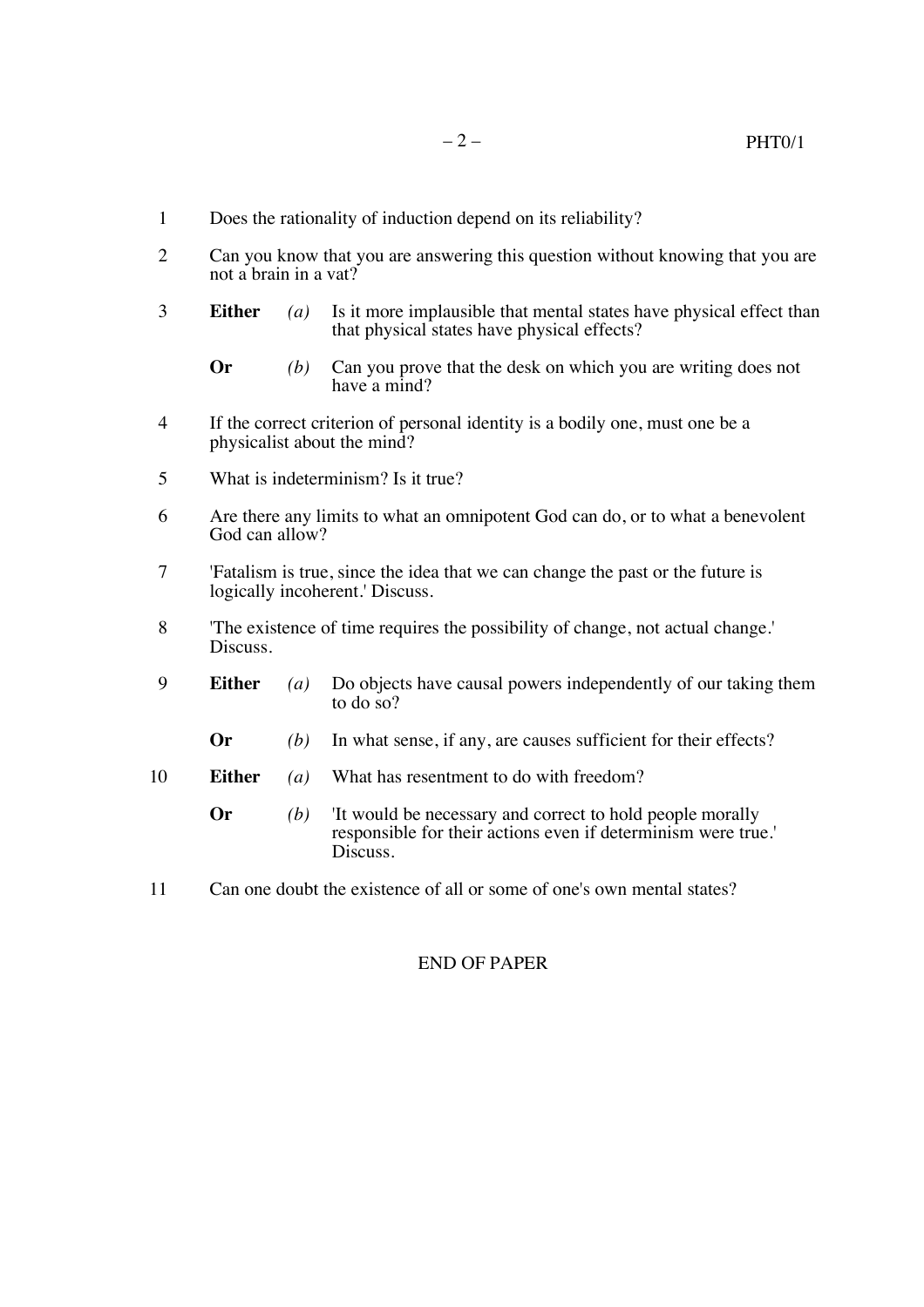1. Does the rationality of induction depend on its reliability?

2. Can you know that you are answering this question without knowing that you are not a brain in a vat?

3. **Either** *(a)* Is it more implausible that mental states have physical effect than that physical states have physical effects?

   **Or** *(b)* Can you prove that the desk on which you are writing does not have a mind?

4. If the correct criterion of personal identity is a bodily one, must one be a physicalist about the mind?

5. What is indeterminism? Is it true?

6. Are there any limits to what an omnipotent God can do, or to what a benevolent God can allow?

7. 'Fatalism is true, since the idea that we can change the past or the future is logically incoherent.' Discuss.

8. 'The existence of time requires the possibility of change, not actual change.' Discuss.

9. **Either** *(a)* Do objects have causal powers independently of our taking them to do so?

   **Or** *(b)* In what sense, if any, are causes sufficient for their effects?

10. **Either** *(a)* What has resentment to do with freedom?

    **Or** *(b)* 'It would be necessary and correct to hold people morally responsible for their actions even if determinism were true.' Discuss.

11. Can one doubt the existence of all or some of one's own mental states?

END OF PAPER